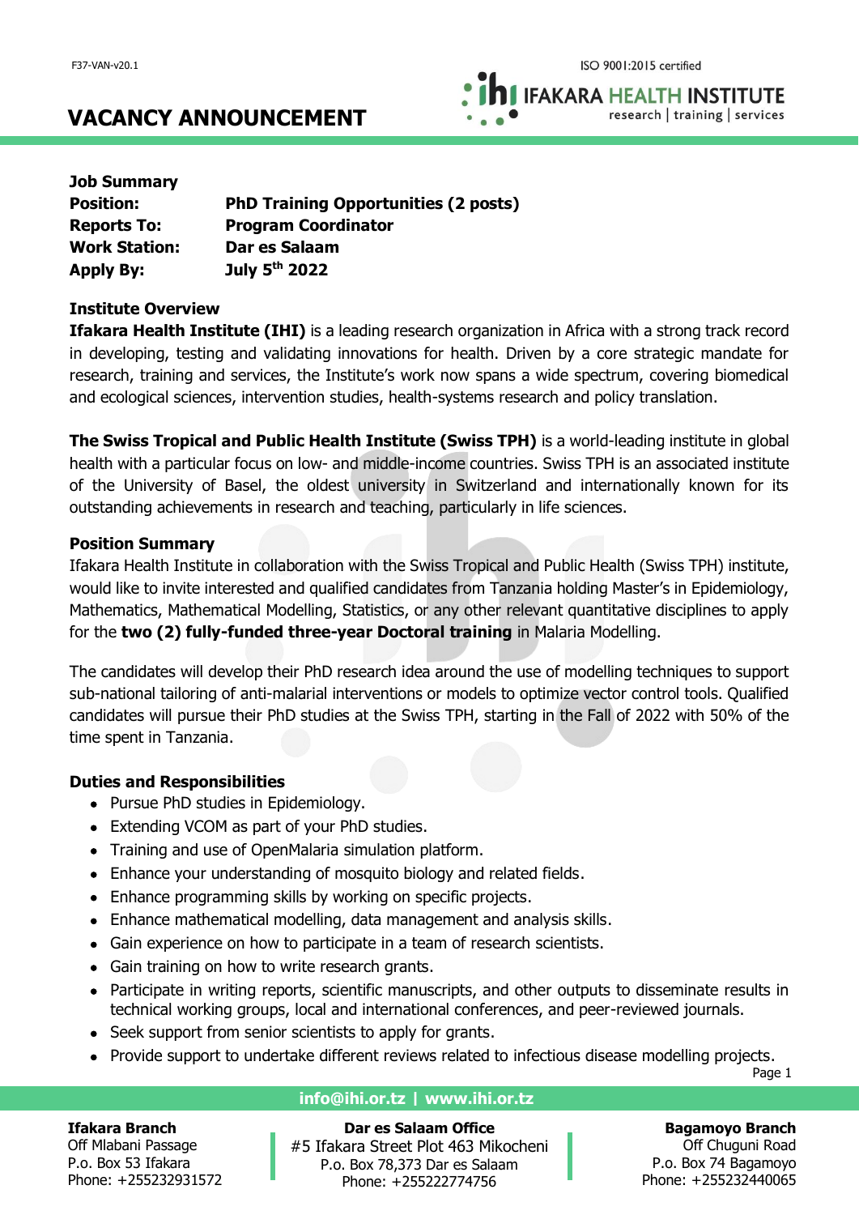# VACANCY ANNOUNCEMENT

**Job Summary**

| | |
|---|---|
| **Position:** | **PhD Training Opportunities (2 posts)** |
| **Reports To:** | **Program Coordinator** |
| **Work Station:** | **Dar es Salaam** |
| **Apply By:** | **July 5th 2022** |

**Institute Overview**

**Ifakara Health Institute (IHI)** is a leading research organization in Africa with a strong track record in developing, testing and validating innovations for health. Driven by a core strategic mandate for research, training and services, the Institute's work now spans a wide spectrum, covering biomedical and ecological sciences, intervention studies, health-systems research and policy translation.

**The Swiss Tropical and Public Health Institute (Swiss TPH)** is a world-leading institute in global health with a particular focus on low- and middle-income countries. Swiss TPH is an associated institute of the University of Basel, the oldest university in Switzerland and internationally known for its outstanding achievements in research and teaching, particularly in life sciences.

**Position Summary**

Ifakara Health Institute in collaboration with the Swiss Tropical and Public Health (Swiss TPH) institute, would like to invite interested and qualified candidates from Tanzania holding Master's in Epidemiology, Mathematics, Mathematical Modelling, Statistics, or any other relevant quantitative disciplines to apply for the **two (2) fully-funded three-year Doctoral training** in Malaria Modelling.

The candidates will develop their PhD research idea around the use of modelling techniques to support sub-national tailoring of anti-malarial interventions or models to optimize vector control tools. Qualified candidates will pursue their PhD studies at the Swiss TPH, starting in the Fall of 2022 with 50% of the time spent in Tanzania.

**Duties and Responsibilities**

- Pursue PhD studies in Epidemiology.
- Extending VCOM as part of your PhD studies.
- Training and use of OpenMalaria simulation platform.
- Enhance your understanding of mosquito biology and related fields.
- Enhance programming skills by working on specific projects.
- Enhance mathematical modelling, data management and analysis skills.
- Gain experience on how to participate in a team of research scientists.
- Gain training on how to write research grants.
- Participate in writing reports, scientific manuscripts, and other outputs to disseminate results in technical working groups, local and international conferences, and peer-reviewed journals.
- Seek support from senior scientists to apply for grants.
- Provide support to undertake different reviews related to infectious disease modelling projects.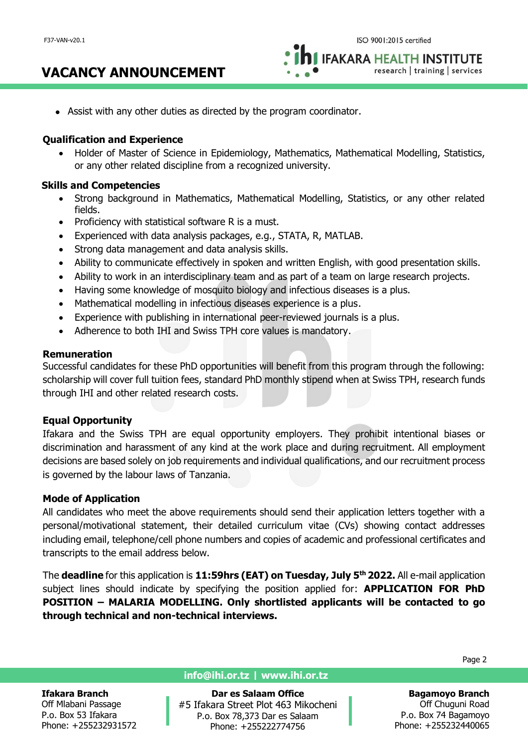- Assist with any other duties as directed by the program coordinator.

**Qualification and Experience**

- Holder of Master of Science in Epidemiology, Mathematics, Mathematical Modelling, Statistics, or any other related discipline from a recognized university.

**Skills and Competencies**

- Strong background in Mathematics, Mathematical Modelling, Statistics, or any other related fields.
- Proficiency with statistical software R is a must.
- Experienced with data analysis packages, e.g., STATA, R, MATLAB.
- Strong data management and data analysis skills.
- Ability to communicate effectively in spoken and written English, with good presentation skills.
- Ability to work in an interdisciplinary team and as part of a team on large research projects.
- Having some knowledge of mosquito biology and infectious diseases is a plus.
- Mathematical modelling in infectious diseases experience is a plus.
- Experience with publishing in international peer-reviewed journals is a plus.
- Adherence to both IHI and Swiss TPH core values is mandatory.

**Remuneration**

Successful candidates for these PhD opportunities will benefit from this program through the following: scholarship will cover full tuition fees, standard PhD monthly stipend when at Swiss TPH, research funds through IHI and other related research costs.

**Equal Opportunity**

Ifakara and the Swiss TPH are equal opportunity employers. They prohibit intentional biases or discrimination and harassment of any kind at the work place and during recruitment. All employment decisions are based solely on job requirements and individual qualifications, and our recruitment process is governed by the labour laws of Tanzania.

**Mode of Application**

All candidates who meet the above requirements should send their application letters together with a personal/motivational statement, their detailed curriculum vitae (CVs) showing contact addresses including email, telephone/cell phone numbers and copies of academic and professional certificates and transcripts to the email address below.

The **deadline** for this application is **11:59hrs (EAT) on Tuesday, July 5th 2022.** All e-mail application subject lines should indicate by specifying the position applied for: **APPLICATION FOR PhD POSITION – MALARIA MODELLING. Only shortlisted applicants will be contacted to go through technical and non-technical interviews.**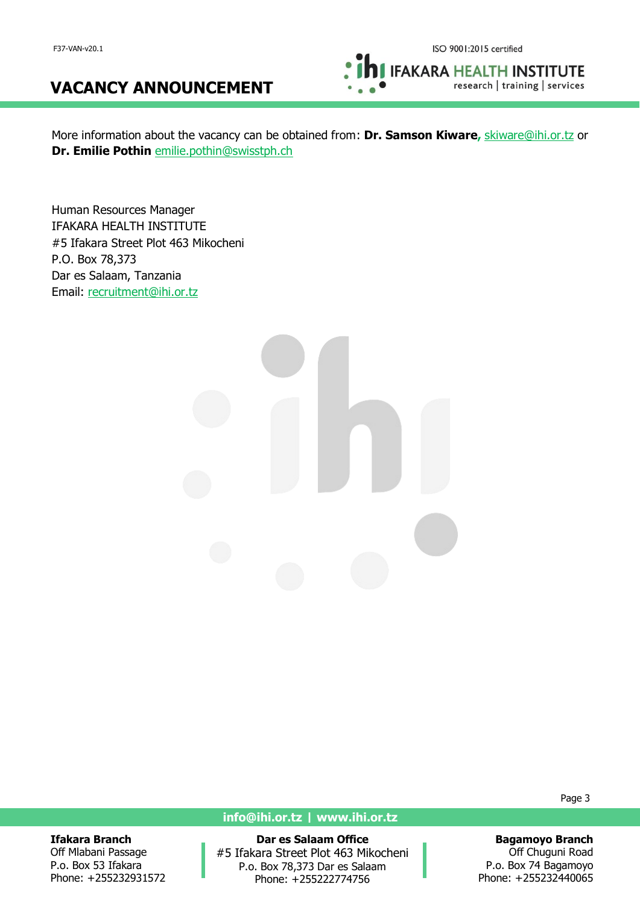More information about the vacancy can be obtained from: **Dr. Samson Kiware**, skiware@ihi.or.tz or **Dr. Emilie Pothin** emilie.pothin@swisstph.ch

Human Resources Manager
IFAKARA HEALTH INSTITUTE
#5 Ifakara Street Plot 463 Mikocheni
P.O. Box 78,373
Dar es Salaam, Tanzania
Email: recruitment@ihi.or.tz